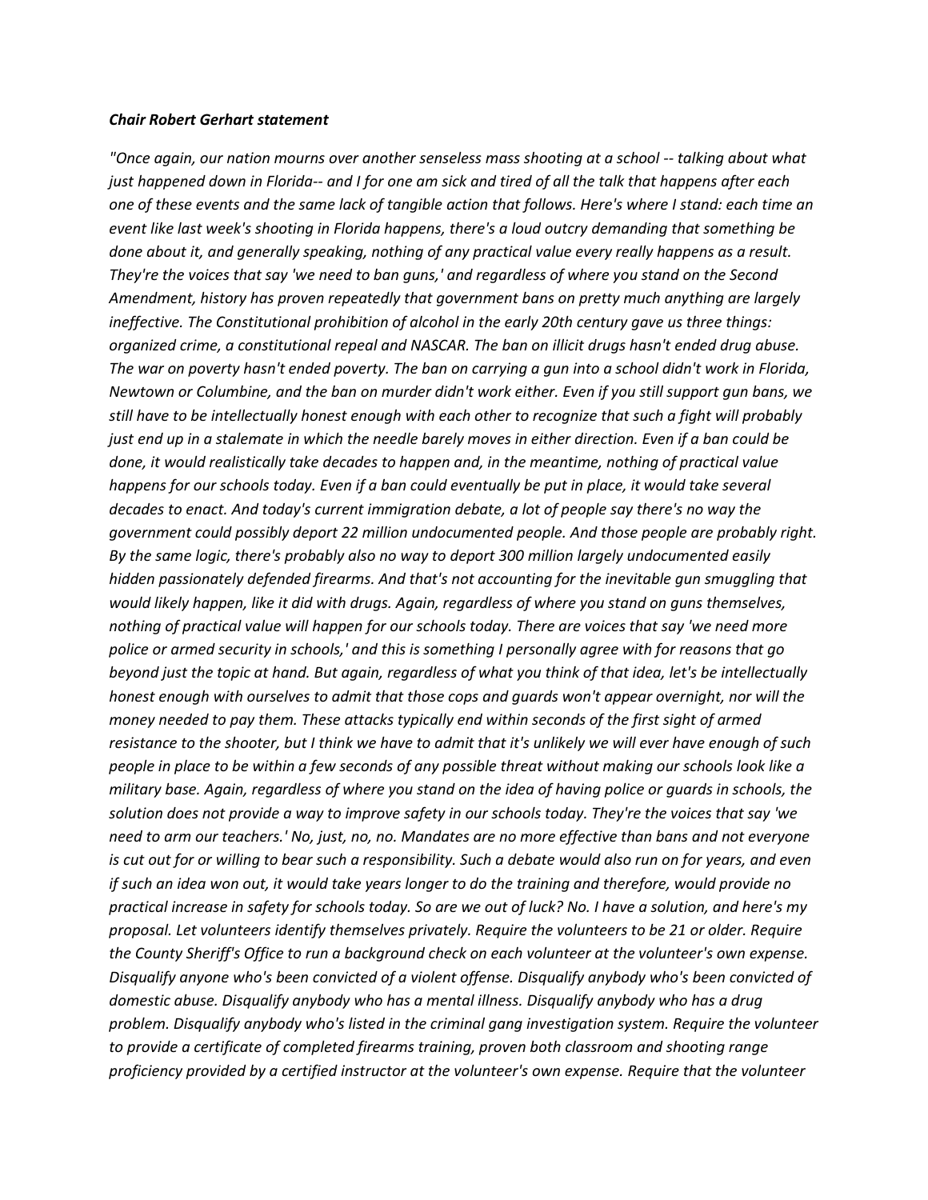***Chair Robert Gerhart statement***

*"Once again, our nation mourns over another senseless mass shooting at a school -- talking about what just happened down in Florida-- and I for one am sick and tired of all the talk that happens after each one of these events and the same lack of tangible action that follows. Here's where I stand: each time an event like last week's shooting in Florida happens, there's a loud outcry demanding that something be done about it, and generally speaking, nothing of any practical value every really happens as a result. They're the voices that say 'we need to ban guns,' and regardless of where you stand on the Second Amendment, history has proven repeatedly that government bans on pretty much anything are largely ineffective. The Constitutional prohibition of alcohol in the early 20th century gave us three things: organized crime, a constitutional repeal and NASCAR. The ban on illicit drugs hasn't ended drug abuse. The war on poverty hasn't ended poverty. The ban on carrying a gun into a school didn't work in Florida, Newtown or Columbine, and the ban on murder didn't work either. Even if you still support gun bans, we still have to be intellectually honest enough with each other to recognize that such a fight will probably just end up in a stalemate in which the needle barely moves in either direction. Even if a ban could be done, it would realistically take decades to happen and, in the meantime, nothing of practical value happens for our schools today. Even if a ban could eventually be put in place, it would take several decades to enact. And today's current immigration debate, a lot of people say there's no way the government could possibly deport 22 million undocumented people. And those people are probably right. By the same logic, there's probably also no way to deport 300 million largely undocumented easily hidden passionately defended firearms. And that's not accounting for the inevitable gun smuggling that would likely happen, like it did with drugs. Again, regardless of where you stand on guns themselves, nothing of practical value will happen for our schools today. There are voices that say 'we need more police or armed security in schools,' and this is something I personally agree with for reasons that go beyond just the topic at hand. But again, regardless of what you think of that idea, let's be intellectually honest enough with ourselves to admit that those cops and guards won't appear overnight, nor will the money needed to pay them. These attacks typically end within seconds of the first sight of armed resistance to the shooter, but I think we have to admit that it's unlikely we will ever have enough of such people in place to be within a few seconds of any possible threat without making our schools look like a military base. Again, regardless of where you stand on the idea of having police or guards in schools, the solution does not provide a way to improve safety in our schools today. They're the voices that say 'we need to arm our teachers.' No, just, no, no. Mandates are no more effective than bans and not everyone is cut out for or willing to bear such a responsibility. Such a debate would also run on for years, and even if such an idea won out, it would take years longer to do the training and therefore, would provide no practical increase in safety for schools today. So are we out of luck? No. I have a solution, and here's my proposal. Let volunteers identify themselves privately. Require the volunteers to be 21 or older. Require the County Sheriff's Office to run a background check on each volunteer at the volunteer's own expense. Disqualify anyone who's been convicted of a violent offense. Disqualify anybody who's been convicted of domestic abuse. Disqualify anybody who has a mental illness. Disqualify anybody who has a drug problem. Disqualify anybody who's listed in the criminal gang investigation system. Require the volunteer to provide a certificate of completed firearms training, proven both classroom and shooting range proficiency provided by a certified instructor at the volunteer's own expense. Require that the volunteer*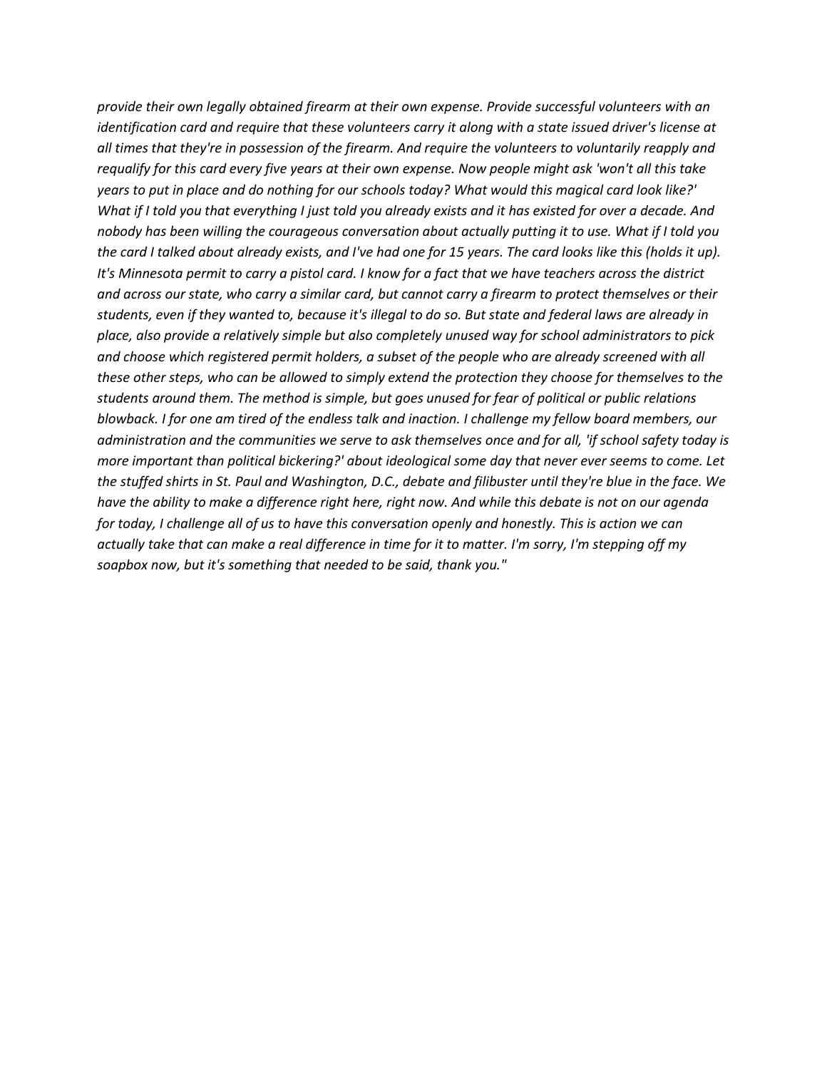*provide their own legally obtained firearm at their own expense. Provide successful volunteers with an identification card and require that these volunteers carry it along with a state issued driver's license at all times that they're in possession of the firearm. And require the volunteers to voluntarily reapply and requalify for this card every five years at their own expense. Now people might ask 'won't all this take years to put in place and do nothing for our schools today? What would this magical card look like?' What if I told you that everything I just told you already exists and it has existed for over a decade. And nobody has been willing the courageous conversation about actually putting it to use. What if I told you the card I talked about already exists, and I've had one for 15 years. The card looks like this (holds it up). It's Minnesota permit to carry a pistol card. I know for a fact that we have teachers across the district and across our state, who carry a similar card, but cannot carry a firearm to protect themselves or their students, even if they wanted to, because it's illegal to do so. But state and federal laws are already in place, also provide a relatively simple but also completely unused way for school administrators to pick and choose which registered permit holders, a subset of the people who are already screened with all these other steps, who can be allowed to simply extend the protection they choose for themselves to the students around them. The method is simple, but goes unused for fear of political or public relations blowback. I for one am tired of the endless talk and inaction. I challenge my fellow board members, our administration and the communities we serve to ask themselves once and for all, 'if school safety today is more important than political bickering?' about ideological some day that never ever seems to come. Let the stuffed shirts in St. Paul and Washington, D.C., debate and filibuster until they're blue in the face. We have the ability to make a difference right here, right now. And while this debate is not on our agenda for today, I challenge all of us to have this conversation openly and honestly. This is action we can actually take that can make a real difference in time for it to matter. I'm sorry, I'm stepping off my soapbox now, but it's something that needed to be said, thank you."*